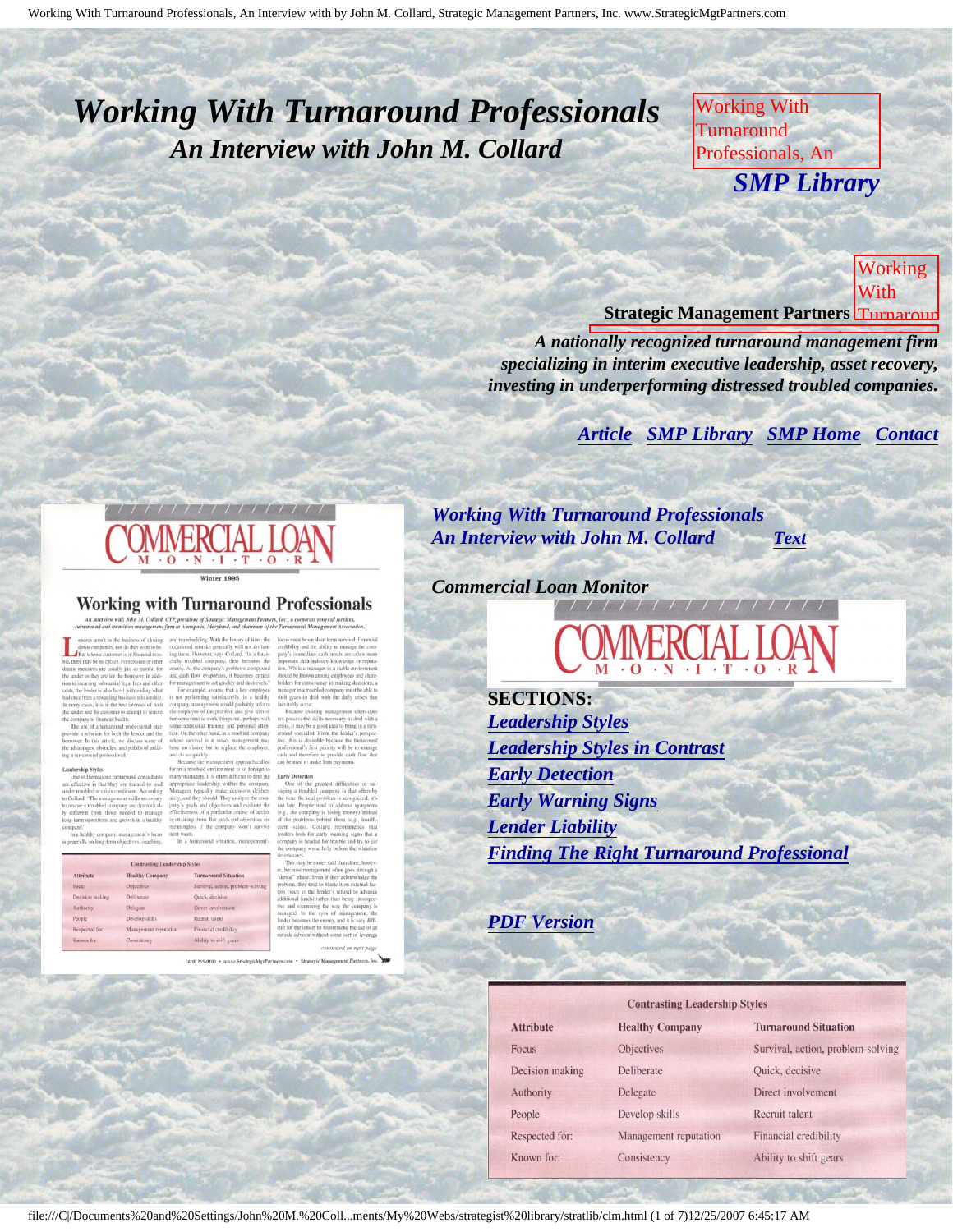# *Working With Turnaround Professionals*

## *An Interview with John M. Collard*

Working With Turnaround Professionals, An

***SMP Library***

Working With Turnaroun

**Strategic Management Partners**

***A nationally recognized turnaround management firm specializing in interim executive leadership, asset recovery, investing in underperforming distressed troubled companies.***

***Article*** ***SMP Library*** ***SMP Home*** ***Contact***

***Working With Turnaround Professionals***
***An Interview with John M. Collard*** ***Text***

***Commercial Loan Monitor***

COMMERCIAL LOAN M·O·N·I·T·O·R

**SECTIONS:**

- ***Leadership Styles***
- ***Leadership Styles in Contrast***
- ***Early Detection***
- ***Early Warning Signs***
- ***Lender Liability***
- ***Finding The Right Turnaround Professional***

***PDF Version***

Contrasting Leadership Styles

| Attribute | Healthy Company | Turnaround Situation |
|---|---|---|
| Focus | Objectives | Survival, action, problem-solving |
| Decision making | Deliberate | Quick, decisive |
| Authority | Delegate | Direct involvement |
| People | Develop skills | Recruit talent |
| Respected for: | Management reputation | Financial credibility |
| Known for: | Consistency | Ability to shift gears |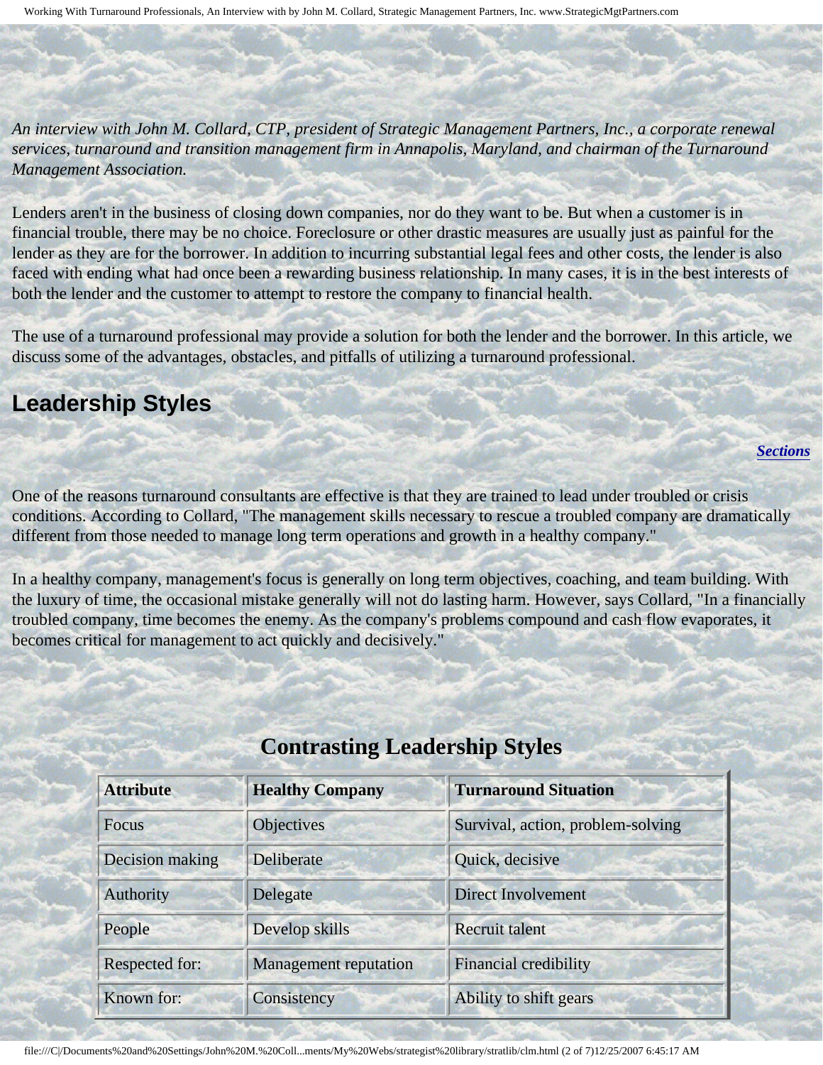*An interview with John M. Collard, CTP, president of Strategic Management Partners, Inc., a corporate renewal services, turnaround and transition management firm in Annapolis, Maryland, and chairman of the Turnaround Management Association.*

Lenders aren't in the business of closing down companies, nor do they want to be. But when a customer is in financial trouble, there may be no choice. Foreclosure or other drastic measures are usually just as painful for the lender as they are for the borrower. In addition to incurring substantial legal fees and other costs, the lender is also faced with ending what had once been a rewarding business relationship. In many cases, it is in the best interests of both the lender and the customer to attempt to restore the company to financial health.

The use of a turnaround professional may provide a solution for both the lender and the borrower. In this article, we discuss some of the advantages, obstacles, and pitfalls of utilizing a turnaround professional.

## Leadership Styles

***Sections***

One of the reasons turnaround consultants are effective is that they are trained to lead under troubled or crisis conditions. According to Collard, "The management skills necessary to rescue a troubled company are dramatically different from those needed to manage long term operations and growth in a healthy company."

In a healthy company, management's focus is generally on long term objectives, coaching, and team building. With the luxury of time, the occasional mistake generally will not do lasting harm. However, says Collard, "In a financially troubled company, time becomes the enemy. As the company's problems compound and cash flow evaporates, it becomes critical for management to act quickly and decisively."

### Contrasting Leadership Styles

| Attribute | Healthy Company | Turnaround Situation |
|---|---|---|
| Focus | Objectives | Survival, action, problem-solving |
| Decision making | Deliberate | Quick, decisive |
| Authority | Delegate | Direct Involvement |
| People | Develop skills | Recruit talent |
| Respected for: | Management reputation | Financial credibility |
| Known for: | Consistency | Ability to shift gears |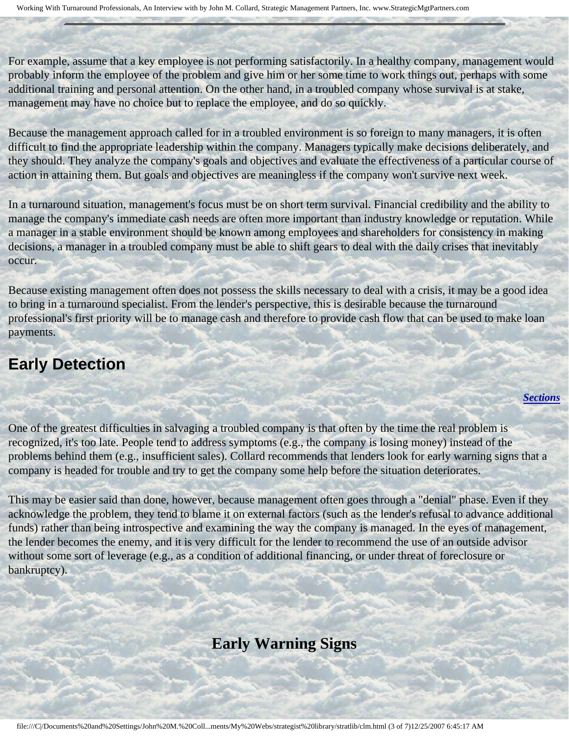For example, assume that a key employee is not performing satisfactorily. In a healthy company, management would probably inform the employee of the problem and give him or her some time to work things out, perhaps with some additional training and personal attention. On the other hand, in a troubled company whose survival is at stake, management may have no choice but to replace the employee, and do so quickly.

Because the management approach called for in a troubled environment is so foreign to many managers, it is often difficult to find the appropriate leadership within the company. Managers typically make decisions deliberately, and they should. They analyze the company's goals and objectives and evaluate the effectiveness of a particular course of action in attaining them. But goals and objectives are meaningless if the company won't survive next week.

In a turnaround situation, management's focus must be on short term survival. Financial credibility and the ability to manage the company's immediate cash needs are often more important than industry knowledge or reputation. While a manager in a stable environment should be known among employees and shareholders for consistency in making decisions, a manager in a troubled company must be able to shift gears to deal with the daily crises that inevitably occur.

Because existing management often does not possess the skills necessary to deal with a crisis, it may be a good idea to bring in a turnaround specialist. From the lender's perspective, this is desirable because the turnaround professional's first priority will be to manage cash and therefore to provide cash flow that can be used to make loan payments.

## Early Detection

***Sections***

One of the greatest difficulties in salvaging a troubled company is that often by the time the real problem is recognized, it's too late. People tend to address symptoms (e.g., the company is losing money) instead of the problems behind them (e.g., insufficient sales). Collard recommends that lenders look for early warning signs that a company is headed for trouble and try to get the company some help before the situation deteriorates.

This may be easier said than done, however, because management often goes through a "denial" phase. Even if they acknowledge the problem, they tend to blame it on external factors (such as the lender's refusal to advance additional funds) rather than being introspective and examining the way the company is managed. In the eyes of management, the lender becomes the enemy, and it is very difficult for the lender to recommend the use of an outside advisor without some sort of leverage (e.g., as a condition of additional financing, or under threat of foreclosure or bankruptcy).

## Early Warning Signs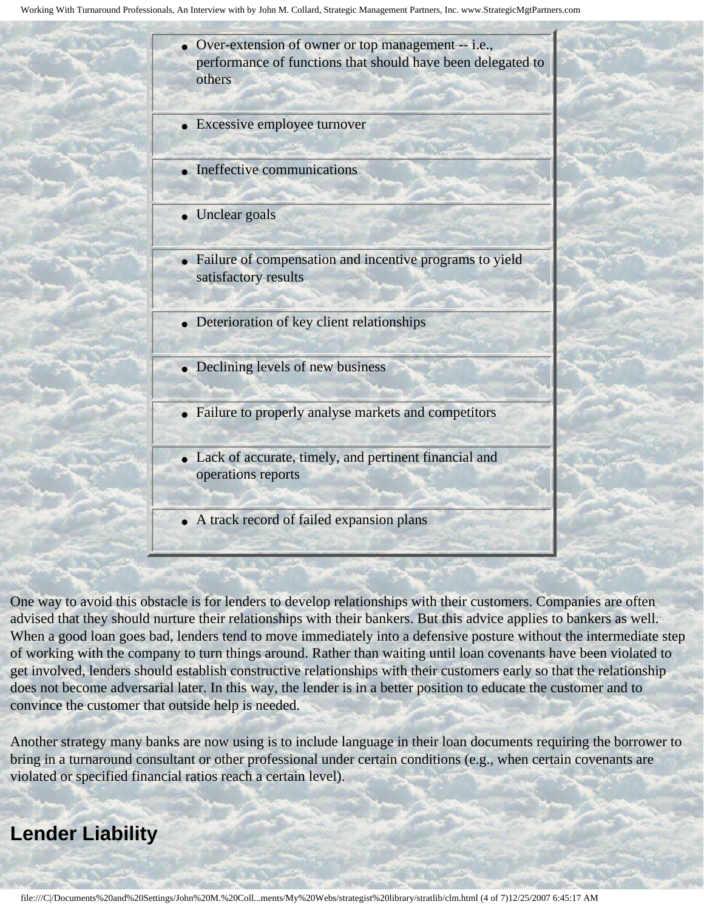- Over-extension of owner or top management -- i.e., performance of functions that should have been delegated to others
- Excessive employee turnover
- Ineffective communications
- Unclear goals
- Failure of compensation and incentive programs to yield satisfactory results
- Deterioration of key client relationships
- Declining levels of new business
- Failure to properly analyse markets and competitors
- Lack of accurate, timely, and pertinent financial and operations reports
- A track record of failed expansion plans

One way to avoid this obstacle is for lenders to develop relationships with their customers. Companies are often advised that they should nurture their relationships with their bankers. But this advice applies to bankers as well. When a good loan goes bad, lenders tend to move immediately into a defensive posture without the intermediate step of working with the company to turn things around. Rather than waiting until loan covenants have been violated to get involved, lenders should establish constructive relationships with their customers early so that the relationship does not become adversarial later. In this way, the lender is in a better position to educate the customer and to convince the customer that outside help is needed.

Another strategy many banks are now using is to include language in their loan documents requiring the borrower to bring in a turnaround consultant or other professional under certain conditions (e.g., when certain covenants are violated or specified financial ratios reach a certain level).

## Lender Liability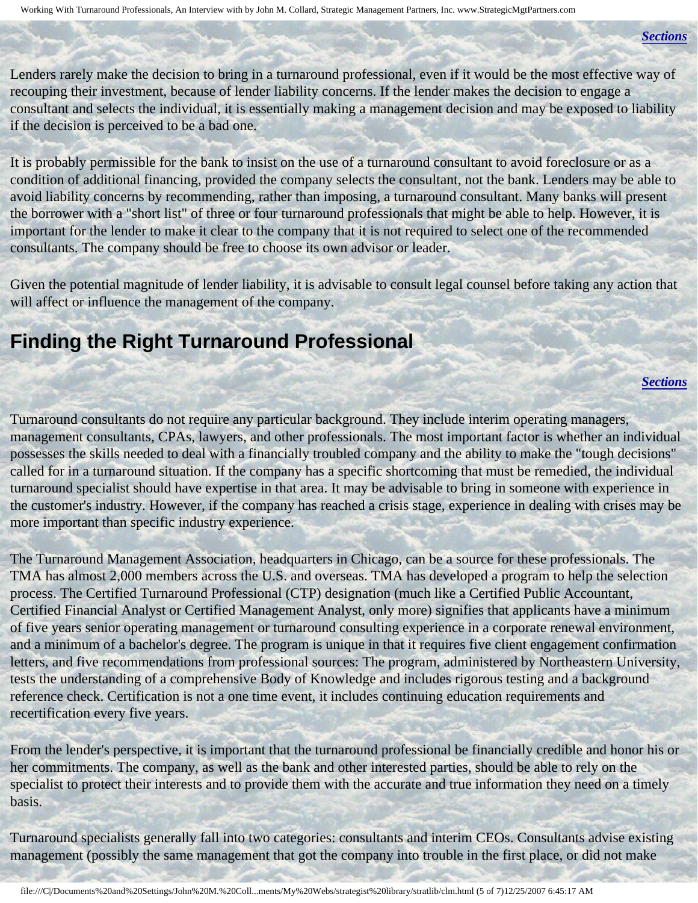*[Sections](#)*

Lenders rarely make the decision to bring in a turnaround professional, even if it would be the most effective way of recouping their investment, because of lender liability concerns. If the lender makes the decision to engage a consultant and selects the individual, it is essentially making a management decision and may be exposed to liability if the decision is perceived to be a bad one.

It is probably permissible for the bank to insist on the use of a turnaround consultant to avoid foreclosure or as a condition of additional financing, provided the company selects the consultant, not the bank. Lenders may be able to avoid liability concerns by recommending, rather than imposing, a turnaround consultant. Many banks will present the borrower with a "short list" of three or four turnaround professionals that might be able to help. However, it is important for the lender to make it clear to the company that it is not required to select one of the recommended consultants. The company should be free to choose its own advisor or leader.

Given the potential magnitude of lender liability, it is advisable to consult legal counsel before taking any action that will affect or influence the management of the company.

## Finding the Right Turnaround Professional

*[Sections](#)*

Turnaround consultants do not require any particular background. They include interim operating managers, management consultants, CPAs, lawyers, and other professionals. The most important factor is whether an individual possesses the skills needed to deal with a financially troubled company and the ability to make the "tough decisions" called for in a turnaround situation. If the company has a specific shortcoming that must be remedied, the individual turnaround specialist should have expertise in that area. It may be advisable to bring in someone with experience in the customer's industry. However, if the company has reached a crisis stage, experience in dealing with crises may be more important than specific industry experience.

The Turnaround Management Association, headquarters in Chicago, can be a source for these professionals. The TMA has almost 2,000 members across the U.S. and overseas. TMA has developed a program to help the selection process. The Certified Turnaround Professional (CTP) designation (much like a Certified Public Accountant, Certified Financial Analyst or Certified Management Analyst, only more) signifies that applicants have a minimum of five years senior operating management or turnaround consulting experience in a corporate renewal environment, and a minimum of a bachelor's degree. The program is unique in that it requires five client engagement confirmation letters, and five recommendations from professional sources: The program, administered by Northeastern University, tests the understanding of a comprehensive Body of Knowledge and includes rigorous testing and a background reference check. Certification is not a one time event, it includes continuing education requirements and recertification every five years.

From the lender's perspective, it is important that the turnaround professional be financially credible and honor his or her commitments. The company, as well as the bank and other interested parties, should be able to rely on the specialist to protect their interests and to provide them with the accurate and true information they need on a timely basis.

Turnaround specialists generally fall into two categories: consultants and interim CEOs. Consultants advise existing management (possibly the same management that got the company into trouble in the first place, or did not make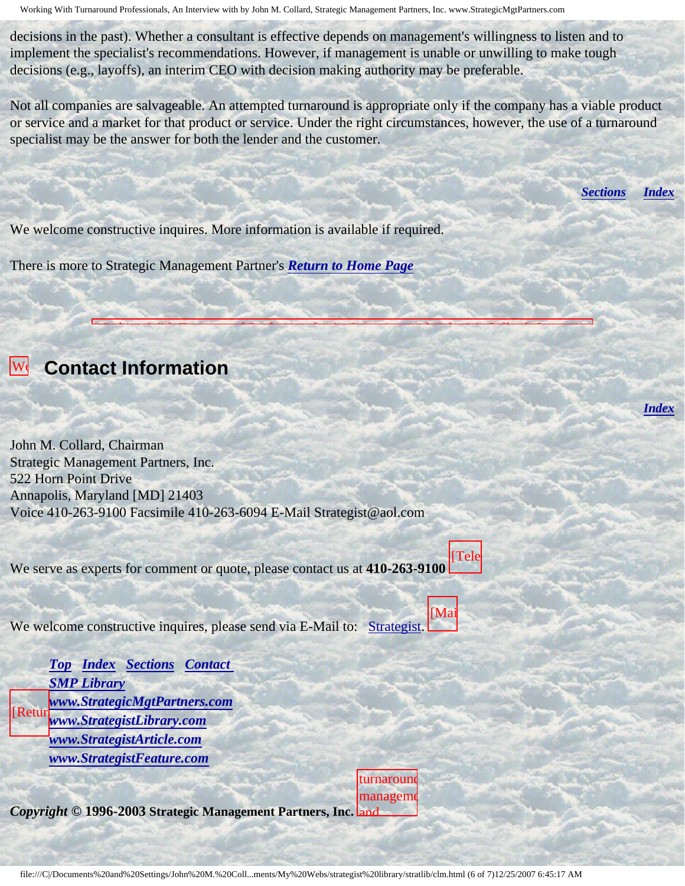decisions in the past). Whether a consultant is effective depends on management's willingness to listen and to implement the specialist's recommendations. However, if management is unable or unwilling to make tough decisions (e.g., layoffs), an interim CEO with decision making authority may be preferable.

Not all companies are salvageable. An attempted turnaround is appropriate only if the company has a viable product or service and a market for that product or service. Under the right circumstances, however, the use of a turnaround specialist may be the answer for both the lender and the customer.

***Sections*** ***Index***

We welcome constructive inquires. More information is available if required.

There is more to Strategic Management Partner's ***Return to Home Page***

## Contact Information

***Index***

John M. Collard, Chairman
Strategic Management Partners, Inc.
522 Horn Point Drive
Annapolis, Maryland [MD] 21403
Voice 410-263-9100 Facsimile 410-263-6094 E-Mail Strategist@aol.com

We serve as experts for comment or quote, please contact us at **410-263-9100**

We welcome constructive inquires, please send via E-Mail to: Strategist.

***Top*** ***Index*** ***Sections*** ***Contact***
***SMP Library***
***www.StrategicMgtPartners.com***
***www.StrategistLibrary.com***
***www.StrategistArticle.com***
***www.StrategistFeature.com***

***Copyright*** **© 1996-2003 Strategic Management Partners, Inc.**